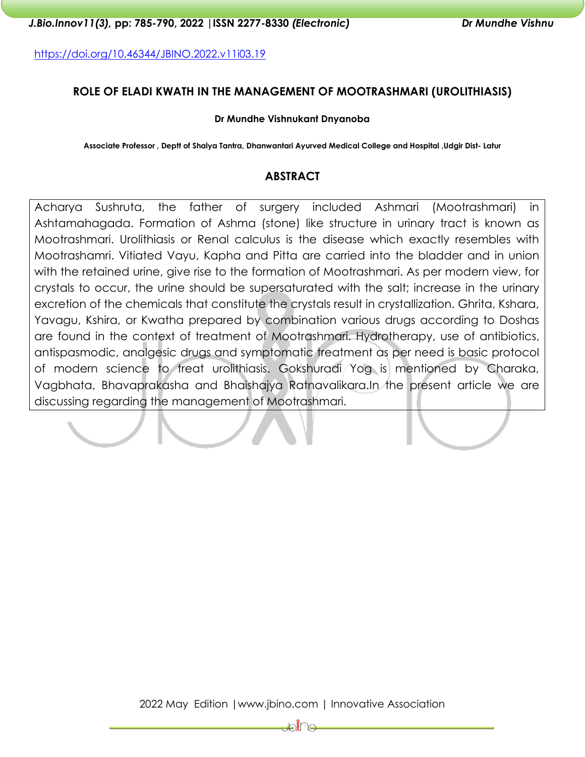https://doi.org/10.46344/JBINO.2022.v11i03.19

# ROLE OF ELADI KWATH IN THE MANAGEMENT OF MOOTRASHMARI (UROLITHIASIS)

**Dr Mundhe Vishnukant Dnyanoba**

**Associate Professor , Deptt of Shalya Tantra, Dhanwantari Ayurved Medical College and Hospital ,Udgir Dist- Latur**

## ABSTRACT

Acharya Sushruta, the father of surgery included Ashmari (Mootrashmari) in Ashtamahagada. Formation of Ashma (stone) like structure in urinary tract is known as Mootrashmari. Urolithiasis or Renal calculus is the disease which exactly resembles with Mootrashamri. Vitiated Vayu, Kapha and Pitta are carried into the bladder and in union with the retained urine, give rise to the formation of Mootrashmari. As per modern view, for crystals to occur, the urine should be supersaturated with the salt; increase in the urinary excretion of the chemicals that constitute the crystals result in crystallization. Ghrita, Kshara, Yavagu, Kshira, or Kwatha prepared by combination various drugs according to Doshas are found in the context of treatment of Mootrashmari. Hydrotherapy, use of antibiotics, antispasmodic, analgesic drugs and symptomatic treatment as per need is basic protocol of modern science to treat urolithiasis. Gokshuradi Yog is mentioned by Charaka, Vagbhata, Bhavaprakasha and Bhaishajya Ratnavalikara.In the present article we are discussing regarding the management of Mootrashmari.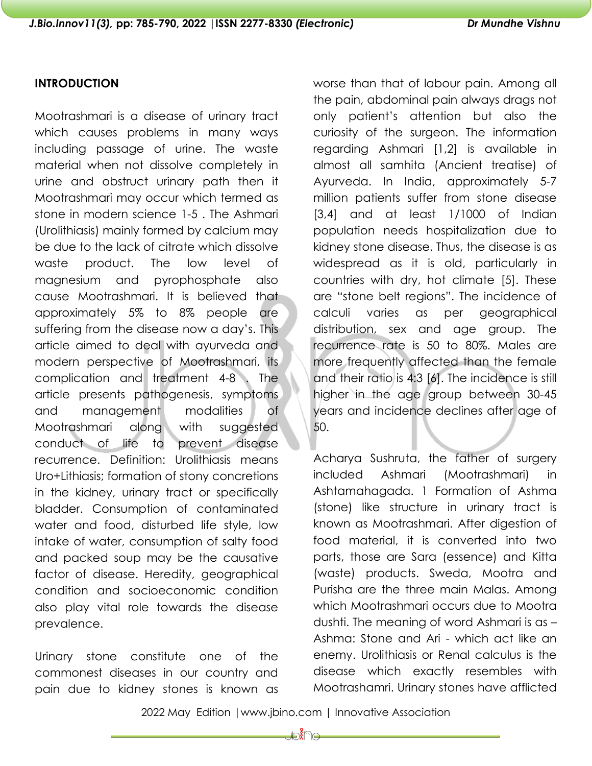## INTRODUCTION

Mootrashmari is a disease of urinary tract which causes problems in many ways including passage of urine. The waste material when not dissolve completely in urine and obstruct urinary path then it Mootrashmari may occur which termed as stone in modern science 1-5 . The Ashmari (Urolithiasis) mainly formed by calcium may be due to the lack of citrate which dissolve waste product. The low level of magnesium and pyrophosphate also cause Mootrashmari. It is believed that approximately 5% to 8% people are suffering from the disease now a day's. This article aimed to deal with ayurveda and modern perspective of Mootrashmari, its complication and treatment 4-8 . The article presents pathogenesis, symptoms and management modalities of Mootrashmari along with suggested conduct of life to prevent disease recurrence. Definition: Urolithiasis means Uro+Lithiasis; formation of stony concretions in the kidney, urinary tract or specifically bladder. Consumption of contaminated water and food, disturbed life style, low intake of water, consumption of salty food and packed soup may be the causative factor of disease. Heredity, geographical condition and socioeconomic condition also play vital role towards the disease prevalence.

Urinary stone constitute one of the commonest diseases in our country and pain due to kidney stones is known as worse than that of labour pain. Among all the pain, abdominal pain always drags not only patient's attention but also the curiosity of the surgeon. The information regarding Ashmari [1,2] is available in almost all samhita (Ancient treatise) of Ayurveda. In India, approximately 5-7 million patients suffer from stone disease [3,4] and at least 1/1000 of Indian population needs hospitalization due to kidney stone disease. Thus, the disease is as widespread as it is old, particularly in countries with dry, hot climate [5]. These are "stone belt regions". The incidence of calculi varies as per geographical distribution, sex and age group. The recurrence rate is 50 to 80%. Males are more frequently affected than the female and their ratio is 4:3 [6]. The incidence is still higher in the age group between 30-45 years and incidence declines after age of 50.

Acharya Sushruta, the father of surgery included Ashmari (Mootrashmari) in Ashtamahagada. 1 Formation of Ashma (stone) like structure in urinary tract is known as Mootrashmari. After digestion of food material, it is converted into two parts, those are Sara (essence) and Kitta (waste) products. Sweda, Mootra and Purisha are the three main Malas. Among which Mootrashmari occurs due to Mootra dushti. The meaning of word Ashmari is as – Ashma: Stone and Ari - which act like an enemy. Urolithiasis or Renal calculus is the disease which exactly resembles with Mootrashamri. Urinary stones have afflicted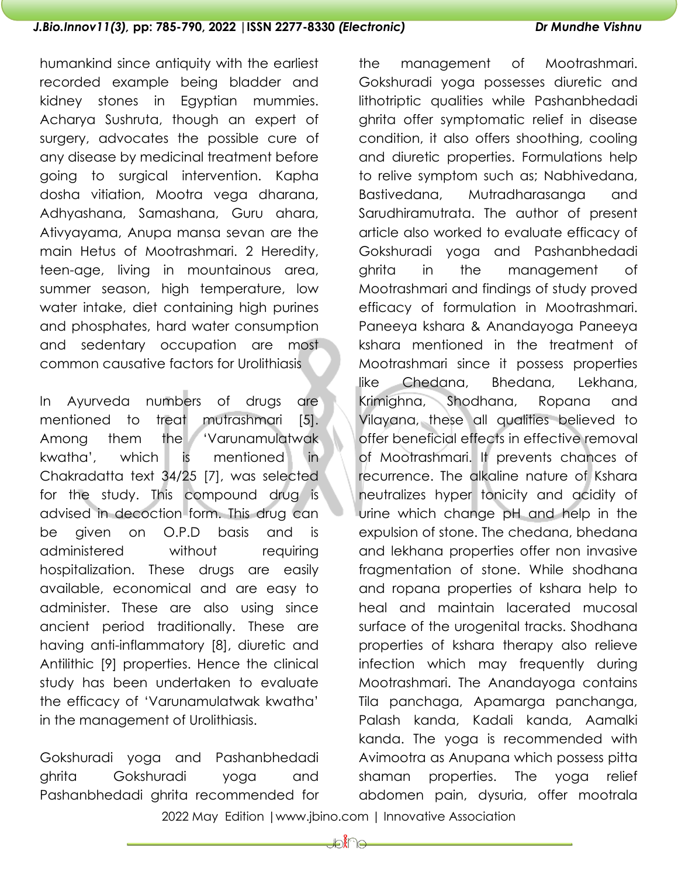humankind since antiquity with the earliest recorded example being bladder and kidney stones in Egyptian mummies. Acharya Sushruta, though an expert of surgery, advocates the possible cure of any disease by medicinal treatment before going to surgical intervention. Kapha dosha vitiation, Mootra vega dharana, Adhyashana, Samashana, Guru ahara, Ativyayama, Anupa mansa sevan are the main Hetus of Mootrashmari. 2 Heredity, teen-age, living in mountainous area, summer season, high temperature, low water intake, diet containing high purines and phosphates, hard water consumption and sedentary occupation are most common causative factors for Urolithiasis

In Ayurveda numbers of drugs are mentioned to treat mutrashmari [5]. Among them the 'Varunamulatwak kwatha', which is mentioned in Chakradatta text 34/25 [7], was selected for the study. This compound drug is advised in decoction form. This drug can be given on O.P.D basis and is administered without requiring hospitalization. These drugs are easily available, economical and are easy to administer. These are also using since ancient period traditionally. These are having anti-inflammatory [8], diuretic and Antilithic [9] properties. Hence the clinical study has been undertaken to evaluate the efficacy of 'Varunamulatwak kwatha' in the management of Urolithiasis.

Gokshuradi yoga and Pashanbhedadi ghrita Gokshuradi yoga and Pashanbhedadi ghrita recommended for the management of Mootrashmari. Gokshuradi yoga possesses diuretic and lithotriptic qualities while Pashanbhedadi ghrita offer symptomatic relief in disease condition, it also offers shoothing, cooling and diuretic properties. Formulations help to relive symptom such as; Nabhivedana, Bastivedana, Mutradharasanga and Sarudhiramutrata. The author of present article also worked to evaluate efficacy of Gokshuradi yoga and Pashanbhedadi ghrita in the management of Mootrashmari and findings of study proved efficacy of formulation in Mootrashmari. Paneeya kshara & Anandayoga Paneeya kshara mentioned in the treatment of Mootrashmari since it possess properties like Chedana, Bhedana, Lekhana, Krimighna, Shodhana, Ropana and Vilayana, these all qualities believed to offer beneficial effects in effective removal of Mootrashmari. It prevents chances of recurrence. The alkaline nature of Kshara neutralizes hyper tonicity and acidity of urine which change pH and help in the expulsion of stone. The chedana, bhedana and lekhana properties offer non invasive fragmentation of stone. While shodhana and ropana properties of kshara help to heal and maintain lacerated mucosal surface of the urogenital tracks. Shodhana properties of kshara therapy also relieve infection which may frequently during Mootrashmari. The Anandayoga contains Tila panchaga, Apamarga panchanga, Palash kanda, Kadali kanda, Aamalki kanda. The yoga is recommended with Avimootra as Anupana which possess pitta shaman properties. The yoga relief abdomen pain, dysuria, offer mootrala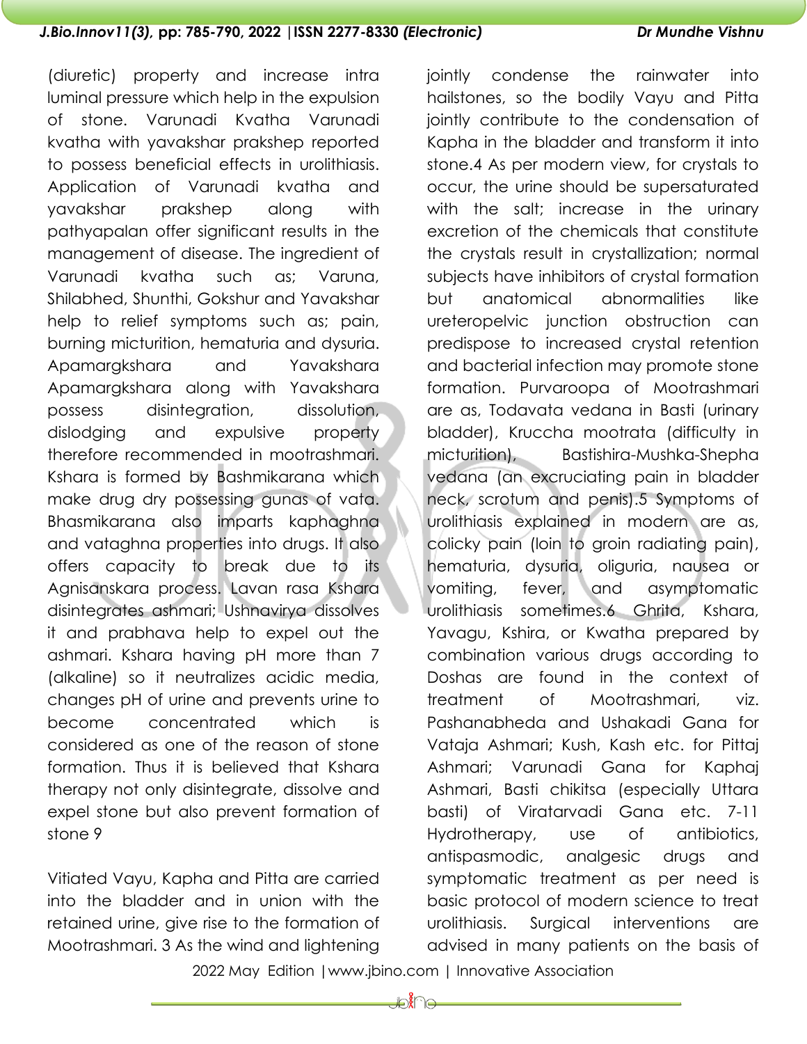(diuretic) property and increase intra luminal pressure which help in the expulsion of stone. Varunadi Kvatha Varunadi kvatha with yavakshar prakshep reported to possess beneficial effects in urolithiasis. Application of Varunadi kvatha and yavakshar prakshep along with pathyapalan offer significant results in the management of disease. The ingredient of Varunadi kvatha such as; Varuna, Shilabhed, Shunthi, Gokshur and Yavakshar help to relief symptoms such as; pain, burning micturition, hematuria and dysuria. Apamargkshara and Yavakshara Apamargkshara along with Yavakshara possess disintegration, dissolution, dislodging and expulsive property therefore recommended in mootrashmari. Kshara is formed by Bashmikarana which make drug dry possessing gunas of vata. Bhasmikarana also imparts kaphaghna and vataghna properties into drugs. It also offers capacity to break due to its Agnisanskara process. Lavan rasa Kshara disintegrates ashmari; Ushnavirya dissolves it and prabhava help to expel out the ashmari. Kshara having pH more than 7 (alkaline) so it neutralizes acidic media, changes pH of urine and prevents urine to become concentrated which is considered as one of the reason of stone formation. Thus it is believed that Kshara therapy not only disintegrate, dissolve and expel stone but also prevent formation of stone 9

Vitiated Vayu, Kapha and Pitta are carried into the bladder and in union with the retained urine, give rise to the formation of Mootrashmari. 3 As the wind and lightening jointly condense the rainwater into hailstones, so the bodily Vayu and Pitta jointly contribute to the condensation of Kapha in the bladder and transform it into stone.4 As per modern view, for crystals to occur, the urine should be supersaturated with the salt; increase in the urinary excretion of the chemicals that constitute the crystals result in crystallization; normal subjects have inhibitors of crystal formation but anatomical abnormalities like ureteropelvic junction obstruction can predispose to increased crystal retention and bacterial infection may promote stone formation. Purvaroopa of Mootrashmari are as, Todavata vedana in Basti (urinary bladder), Kruccha mootrata (difficulty in micturition), Bastishira-Mushka-Shepha vedana (an excruciating pain in bladder neck, scrotum and penis).5 Symptoms of urolithiasis explained in modern are as, colicky pain (loin to groin radiating pain), hematuria, dysuria, oliguria, nausea or vomiting, fever, and asymptomatic urolithiasis sometimes.6 Ghrita, Kshara, Yavagu, Kshira, or Kwatha prepared by combination various drugs according to Doshas are found in the context of treatment of Mootrashmari, viz. Pashanabheda and Ushakadi Gana for Vataja Ashmari; Kush, Kash etc. for Pittaj Ashmari; Varunadi Gana for Kaphaj Ashmari, Basti chikitsa (especially Uttara basti) of Viratarvadi Gana etc. 7-11 Hydrotherapy, use of antibiotics, antispasmodic, analgesic drugs and symptomatic treatment as per need is basic protocol of modern science to treat urolithiasis. Surgical interventions are advised in many patients on the basis of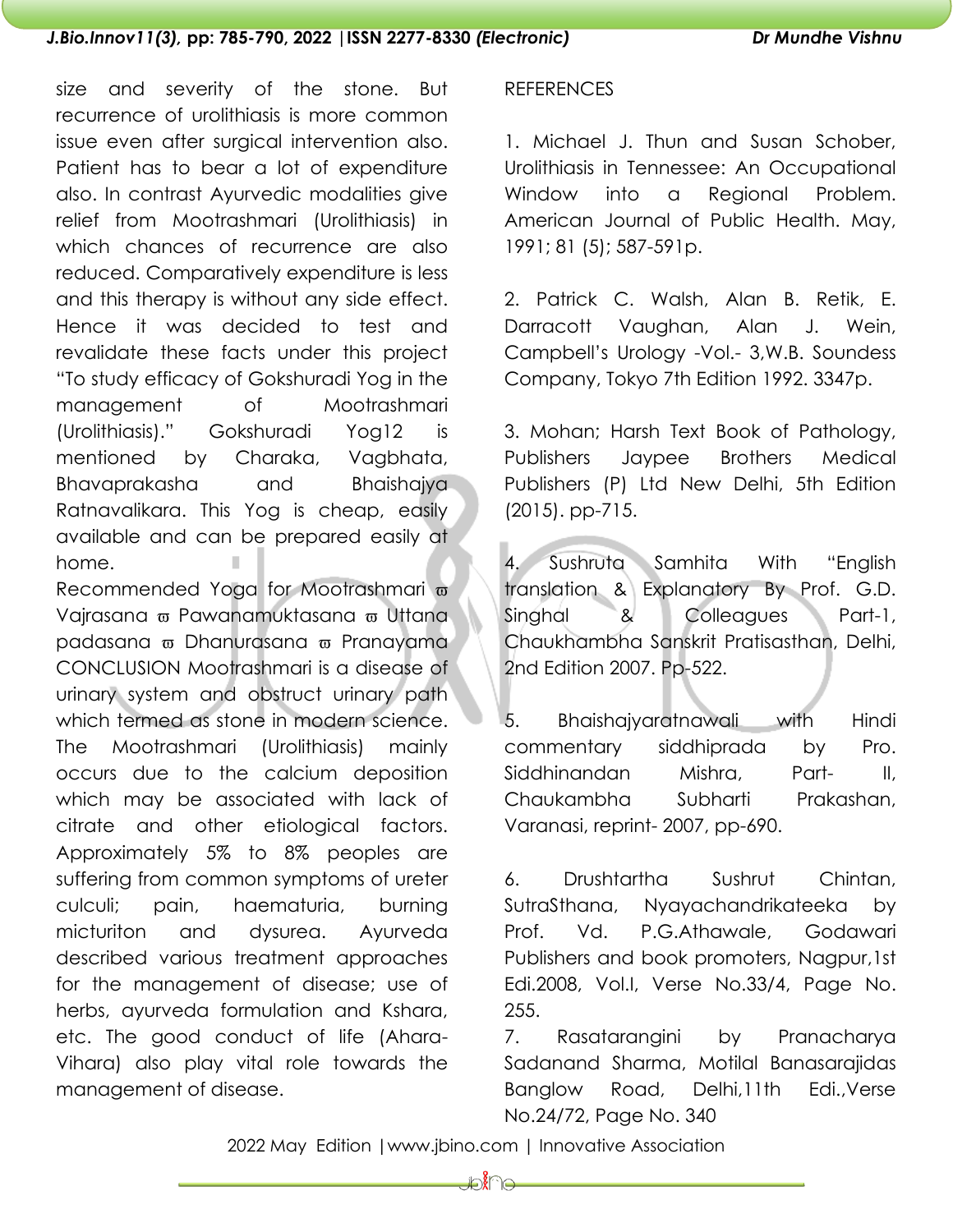size and severity of the stone. But recurrence of urolithiasis is more common issue even after surgical intervention also. Patient has to bear a lot of expenditure also. In contrast Ayurvedic modalities give relief from Mootrashmari (Urolithiasis) in which chances of recurrence are also reduced. Comparatively expenditure is less and this therapy is without any side effect. Hence it was decided to test and revalidate these facts under this project "To study efficacy of Gokshuradi Yog in the management of Mootrashmari (Urolithiasis)." Gokshuradi Yog12 is mentioned by Charaka, Vagbhata, Bhavaprakasha and Bhaishajya Ratnavalikara. This Yog is cheap, easily available and can be prepared easily at home.

Recommended Yoga for Mootrashmari ϖ Vajrasana ϖ Pawanamuktasana ϖ Uttana padasana ϖ Dhanurasana ϖ Pranayama

CONCLUSION Mootrashmari is a disease of urinary system and obstruct urinary path which termed as stone in modern science. The Mootrashmari (Urolithiasis) mainly occurs due to the calcium deposition which may be associated with lack of citrate and other etiological factors. Approximately 5% to 8% peoples are suffering from common symptoms of ureter culculi; pain, haematuria, burning micturiton and dysurea. Ayurveda described various treatment approaches for the management of disease; use of herbs, ayurveda formulation and Kshara, etc. The good conduct of life (Ahara-Vihara) also play vital role towards the management of disease.

REFERENCES

1. Michael J. Thun and Susan Schober, Urolithiasis in Tennessee: An Occupational Window into a Regional Problem. American Journal of Public Health. May, 1991; 81 (5); 587-591p.

2. Patrick C. Walsh, Alan B. Retik, E. Darracott Vaughan, Alan J. Wein, Campbell's Urology -Vol.- 3,W.B. Soundess Company, Tokyo 7th Edition 1992. 3347p.

3. Mohan; Harsh Text Book of Pathology, Publishers Jaypee Brothers Medical Publishers (P) Ltd New Delhi, 5th Edition (2015). pp-715.

4. Sushruta Samhita With "English translation & Explanatory By Prof. G.D. Singhal & Colleagues Part-1, Chaukhambha Sanskrit Pratisasthan, Delhi, 2nd Edition 2007. Pp-522.

5. Bhaishajyaratnawali with Hindi commentary siddhiprada by Pro. Siddhinandan Mishra, Part- II, Chaukambha Subharti Prakashan, Varanasi, reprint- 2007, pp-690.

6. Drushtartha Sushrut Chintan, SutraSthana, Nyayachandrikateeka by Prof. Vd. P.G.Athawale, Godawari Publishers and book promoters, Nagpur,1st Edi.2008, Vol.I, Verse No.33/4, Page No. 255.

7. Rasatarangini by Pranacharya Sadanand Sharma, Motilal Banasarajidas Banglow Road, Delhi,11th Edi.,Verse No.24/72, Page No. 340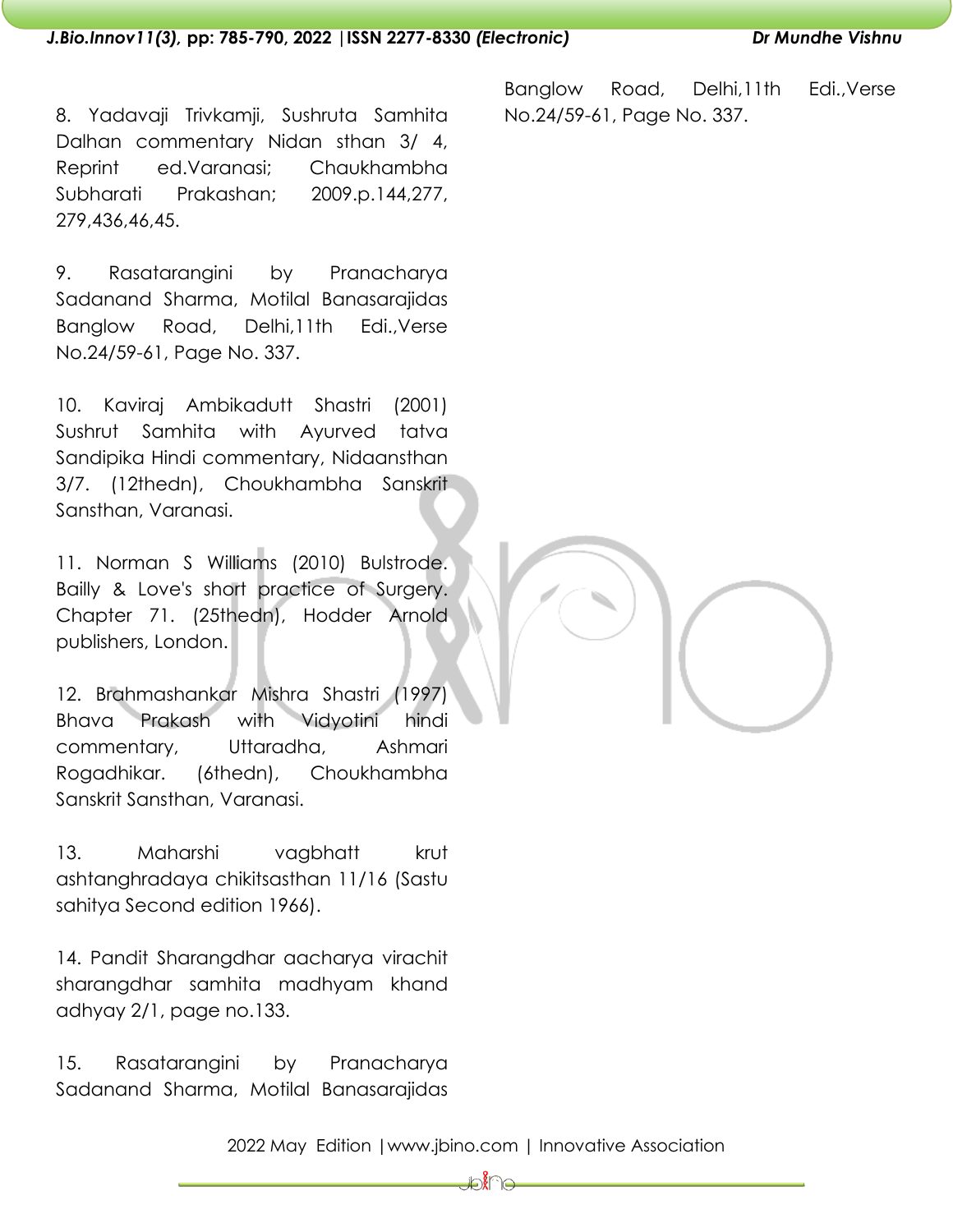8. Yadavaji Trivkamji, Sushruta Samhita Dalhan commentary Nidan sthan 3/ 4, Reprint ed.Varanasi; Chaukhambha Subharati Prakashan; 2009.p.144,277, 279,436,46,45.

9. Rasatarangini by Pranacharya Sadanand Sharma, Motilal Banasarajidas Banglow Road, Delhi,11th Edi.,Verse No.24/59-61, Page No. 337.

10. Kaviraj Ambikadutt Shastri (2001) Sushrut Samhita with Ayurved tatva Sandipika Hindi commentary, Nidaansthan 3/7. (12thedn), Choukhambha Sanskrit Sansthan, Varanasi.

11. Norman S Williams (2010) Bulstrode. Bailly & Love's short practice of Surgery. Chapter 71. (25thedn), Hodder Arnold publishers, London.

12. Brahmashankar Mishra Shastri (1997) Bhava Prakash with Vidyotini hindi commentary, Uttaradha, Ashmari Rogadhikar. (6thedn), Choukhambha Sanskrit Sansthan, Varanasi.

13. Maharshi vagbhatt krut ashtanghradaya chikitsasthan 11/16 (Sastu sahitya Second edition 1966).

14. Pandit Sharangdhar aacharya virachit sharangdhar samhita madhyam khand adhyay 2/1, page no.133.

15. Rasatarangini by Pranacharya Sadanand Sharma, Motilal Banasarajidas Banglow Road, Delhi,11th Edi.,Verse No.24/59-61, Page No. 337.